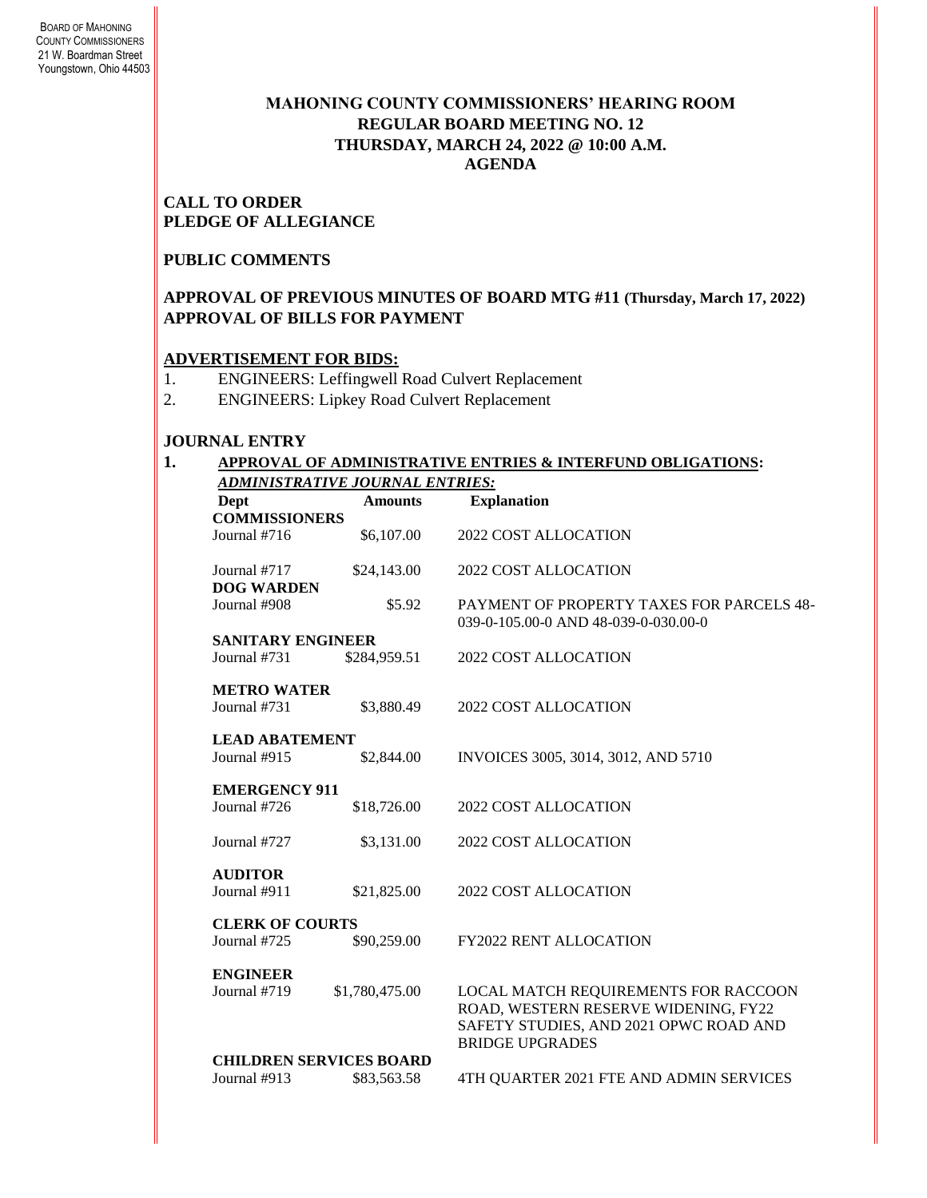BOARD OF MAHONING COUNTY COMMISSIONERS
21 W. Boardman Street
Youngstown, Ohio 44503

# MAHONING COUNTY COMMISSIONERS' HEARING ROOM
## REGULAR BOARD MEETING NO. 12
## THURSDAY, MARCH 24, 2022 @ 10:00 A.M.
## AGENDA

**CALL TO ORDER**
**PLEDGE OF ALLEGIANCE**

**PUBLIC COMMENTS**

**APPROVAL OF PREVIOUS MINUTES OF BOARD MTG #11 (Thursday, March 17, 2022)**
**APPROVAL OF BILLS FOR PAYMENT**

**ADVERTISEMENT FOR BIDS:**

1. ENGINEERS: Leffingwell Road Culvert Replacement
2. ENGINEERS: Lipkey Road Culvert Replacement

**JOURNAL ENTRY**

**1. APPROVAL OF ADMINISTRATIVE ENTRIES & INTERFUND OBLIGATIONS:**

***ADMINISTRATIVE JOURNAL ENTRIES:***

| Dept | Amounts | Explanation |
|---|---|---|
| **COMMISSIONERS** | | |
| Journal #716 | $6,107.00 | 2022 COST ALLOCATION |
| Journal #717 | $24,143.00 | 2022 COST ALLOCATION |
| **DOG WARDEN** | | |
| Journal #908 | $5.92 | PAYMENT OF PROPERTY TAXES FOR PARCELS 48-039-0-105.00-0 AND 48-039-0-030.00-0 |
| **SANITARY ENGINEER** | | |
| Journal #731 | $284,959.51 | 2022 COST ALLOCATION |
| **METRO WATER** | | |
| Journal #731 | $3,880.49 | 2022 COST ALLOCATION |
| **LEAD ABATEMENT** | | |
| Journal #915 | $2,844.00 | INVOICES 3005, 3014, 3012, AND 5710 |
| **EMERGENCY 911** | | |
| Journal #726 | $18,726.00 | 2022 COST ALLOCATION |
| Journal #727 | $3,131.00 | 2022 COST ALLOCATION |
| **AUDITOR** | | |
| Journal #911 | $21,825.00 | 2022 COST ALLOCATION |
| **CLERK OF COURTS** | | |
| Journal #725 | $90,259.00 | FY2022 RENT ALLOCATION |
| **ENGINEER** | | |
| Journal #719 | $1,780,475.00 | LOCAL MATCH REQUIREMENTS FOR RACCOON ROAD, WESTERN RESERVE WIDENING, FY22 SAFETY STUDIES, AND 2021 OPWC ROAD AND BRIDGE UPGRADES |
| **CHILDREN SERVICES BOARD** | | |
| Journal #913 | $83,563.58 | 4TH QUARTER 2021 FTE AND ADMIN SERVICES |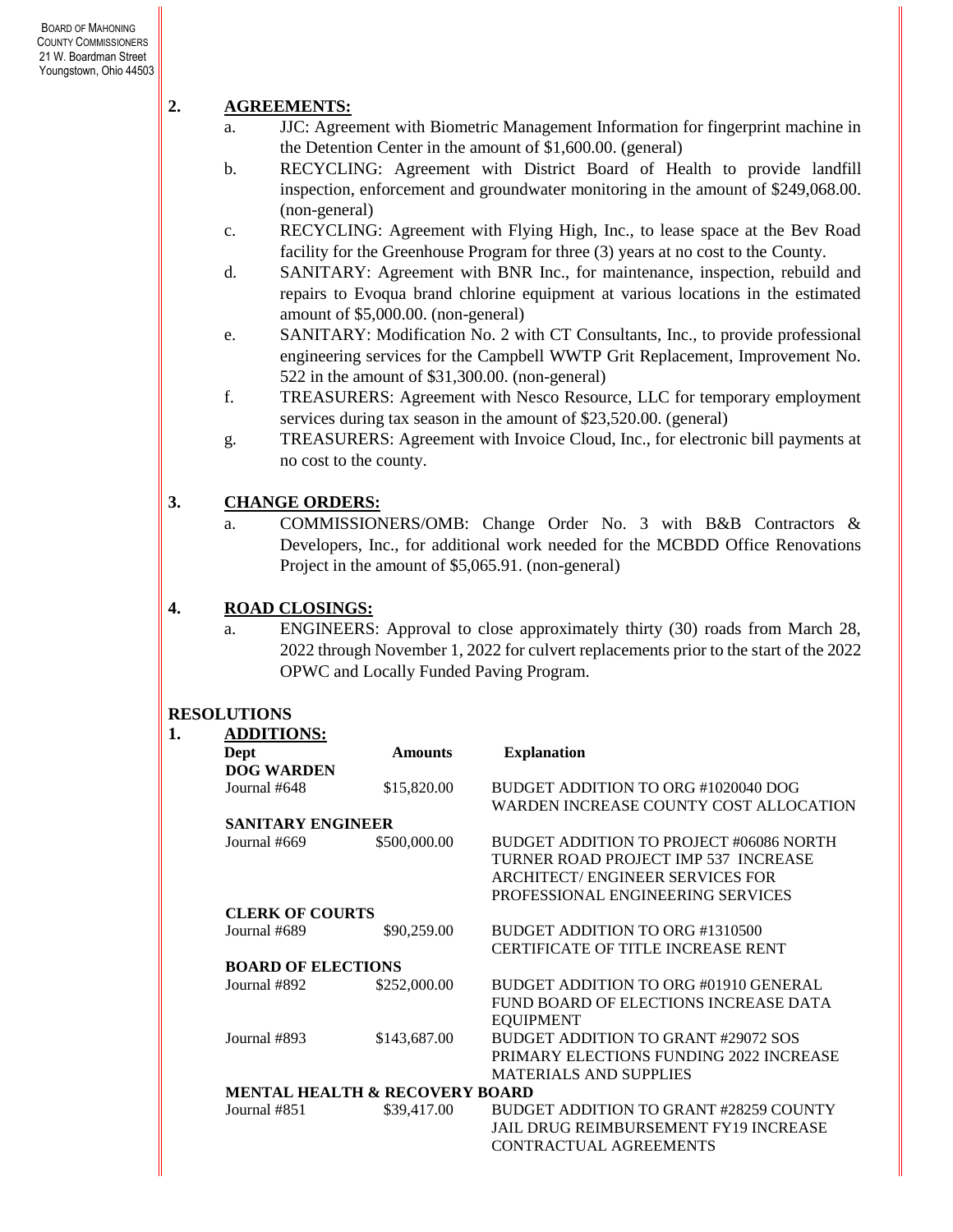**2. AGREEMENTS:**

a. JJC: Agreement with Biometric Management Information for fingerprint machine in the Detention Center in the amount of $1,600.00. (general)

b. RECYCLING: Agreement with District Board of Health to provide landfill inspection, enforcement and groundwater monitoring in the amount of $249,068.00. (non-general)

c. RECYCLING: Agreement with Flying High, Inc., to lease space at the Bev Road facility for the Greenhouse Program for three (3) years at no cost to the County.

d. SANITARY: Agreement with BNR Inc., for maintenance, inspection, rebuild and repairs to Evoqua brand chlorine equipment at various locations in the estimated amount of $5,000.00. (non-general)

e. SANITARY: Modification No. 2 with CT Consultants, Inc., to provide professional engineering services for the Campbell WWTP Grit Replacement, Improvement No. 522 in the amount of $31,300.00. (non-general)

f. TREASURERS: Agreement with Nesco Resource, LLC for temporary employment services during tax season in the amount of $23,520.00. (general)

g. TREASURERS: Agreement with Invoice Cloud, Inc., for electronic bill payments at no cost to the county.

**3. CHANGE ORDERS:**

a. COMMISSIONERS/OMB: Change Order No. 3 with B&B Contractors & Developers, Inc., for additional work needed for the MCBDD Office Renovations Project in the amount of $5,065.91. (non-general)

**4. ROAD CLOSINGS:**

a. ENGINEERS: Approval to close approximately thirty (30) roads from March 28, 2022 through November 1, 2022 for culvert replacements prior to the start of the 2022 OPWC and Locally Funded Paving Program.

**RESOLUTIONS**

**1. ADDITIONS:**

| Dept | Amounts | Explanation |
|---|---|---|
| **DOG WARDEN** | | |
| Journal #648 | $15,820.00 | BUDGET ADDITION TO ORG #1020040 DOG WARDEN INCREASE COUNTY COST ALLOCATION |
| **SANITARY ENGINEER** | | |
| Journal #669 | $500,000.00 | BUDGET ADDITION TO PROJECT #06086 NORTH TURNER ROAD PROJECT IMP 537 INCREASE ARCHITECT/ ENGINEER SERVICES FOR PROFESSIONAL ENGINEERING SERVICES |
| **CLERK OF COURTS** | | |
| Journal #689 | $90,259.00 | BUDGET ADDITION TO ORG #1310500 CERTIFICATE OF TITLE INCREASE RENT |
| **BOARD OF ELECTIONS** | | |
| Journal #892 | $252,000.00 | BUDGET ADDITION TO ORG #01910 GENERAL FUND BOARD OF ELECTIONS INCREASE DATA EQUIPMENT |
| Journal #893 | $143,687.00 | BUDGET ADDITION TO GRANT #29072 SOS PRIMARY ELECTIONS FUNDING 2022 INCREASE MATERIALS AND SUPPLIES |
| **MENTAL HEALTH & RECOVERY BOARD** | | |
| Journal #851 | $39,417.00 | BUDGET ADDITION TO GRANT #28259 COUNTY JAIL DRUG REIMBURSEMENT FY19 INCREASE CONTRACTUAL AGREEMENTS |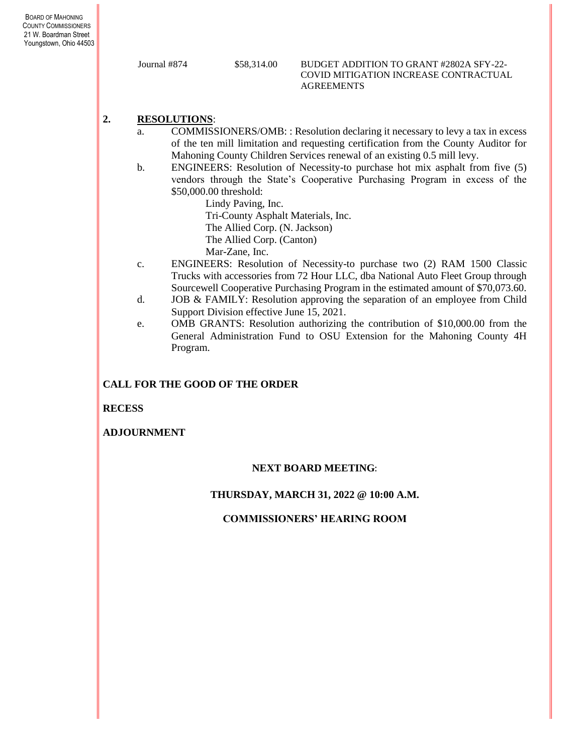Journal #874 | $58,314.00 | BUDGET ADDITION TO GRANT #2802A SFY-22-COVID MITIGATION INCREASE CONTRACTUAL AGREEMENTS

**2. RESOLUTIONS:**

a. COMMISSIONERS/OMB: : Resolution declaring it necessary to levy a tax in excess of the ten mill limitation and requesting certification from the County Auditor for Mahoning County Children Services renewal of an existing 0.5 mill levy.

b. ENGINEERS: Resolution of Necessity-to purchase hot mix asphalt from five (5) vendors through the State's Cooperative Purchasing Program in excess of the $50,000.00 threshold:

Lindy Paving, Inc.
Tri-County Asphalt Materials, Inc.
The Allied Corp. (N. Jackson)
The Allied Corp. (Canton)
Mar-Zane, Inc.

c. ENGINEERS: Resolution of Necessity-to purchase two (2) RAM 1500 Classic Trucks with accessories from 72 Hour LLC, dba National Auto Fleet Group through Sourcewell Cooperative Purchasing Program in the estimated amount of $70,073.60.

d. JOB & FAMILY: Resolution approving the separation of an employee from Child Support Division effective June 15, 2021.

e. OMB GRANTS: Resolution authorizing the contribution of $10,000.00 from the General Administration Fund to OSU Extension for the Mahoning County 4H Program.

**CALL FOR THE GOOD OF THE ORDER**

**RECESS**

**ADJOURNMENT**

**NEXT BOARD MEETING:**

**THURSDAY, MARCH 31, 2022 @ 10:00 A.M.**

**COMMISSIONERS' HEARING ROOM**